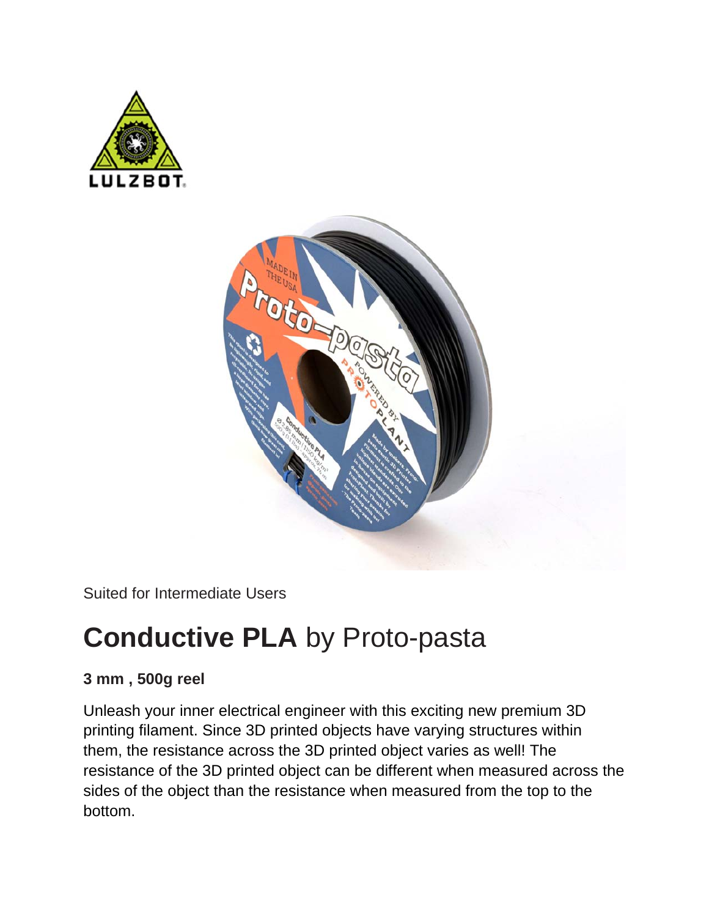Suited for Intermediate Users

# **Conductive PLA** by Proto-pasta

**3 mm , 500g reel**

Unleash your inner electrical engineer with this exciting new premium 3D printing filament. Since 3D printed objects have varying structures within them, the resistance across the 3D printed object varies as well! The resistance of the 3D printed object can be different when measured across the sides of the object than the resistance when measured from the top to the bottom.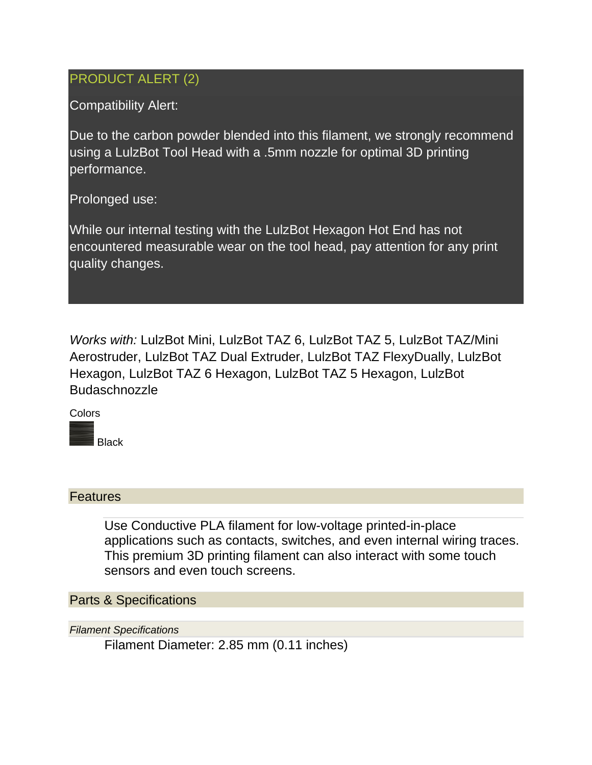PRODUCT ALERT (2)

Compatibility Alert:

Due to the carbon powder blended into this filament, we strongly recommend using a LulzBot Tool Head with a .5mm nozzle for optimal 3D printing performance.

Prolonged use:

While our internal testing with the LulzBot Hexagon Hot End has not encountered measurable wear on the tool head, pay attention for any print quality changes.

*Works with:* LulzBot Mini, LulzBot TAZ 6, LulzBot TAZ 5, LulzBot TAZ/Mini Aerostruder, LulzBot TAZ Dual Extruder, LulzBot TAZ FlexyDually, LulzBot Hexagon, LulzBot TAZ 6 Hexagon, LulzBot TAZ 5 Hexagon, LulzBot Budaschnozzle

Colors

Black

## Features

Use Conductive PLA filament for low-voltage printed-in-place applications such as contacts, switches, and even internal wiring traces. This premium 3D printing filament can also interact with some touch sensors and even touch screens.

## Parts & Specifications

*Filament Specifications*

Filament Diameter: 2.85 mm (0.11 inches)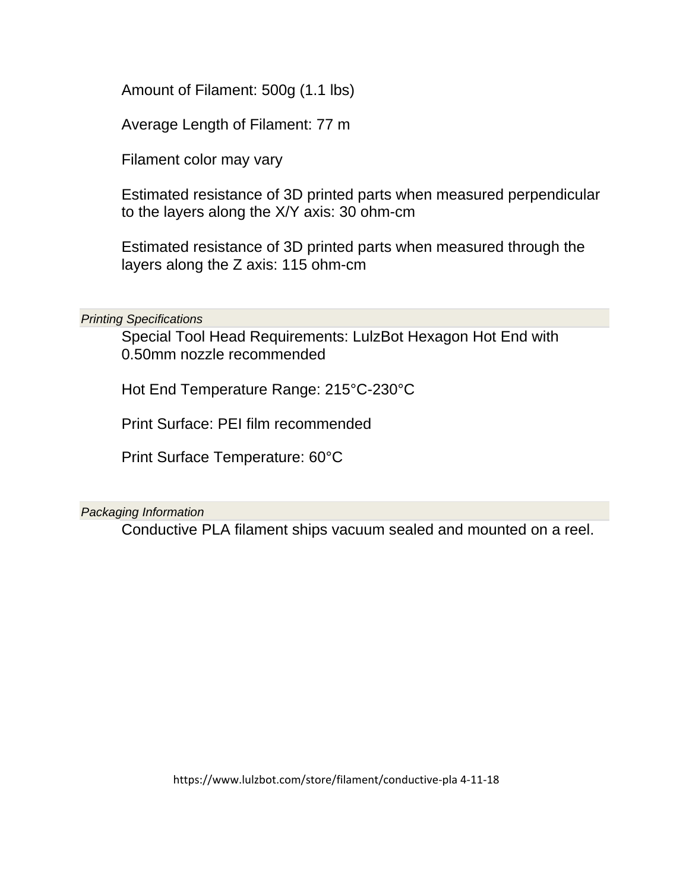Amount of Filament: 500g (1.1 lbs)

Average Length of Filament: 77 m

Filament color may vary

Estimated resistance of 3D printed parts when measured perpendicular to the layers along the X/Y axis: 30 ohm-cm

Estimated resistance of 3D printed parts when measured through the layers along the Z axis: 115 ohm-cm

*Printing Specifications*

Special Tool Head Requirements: LulzBot Hexagon Hot End with 0.50mm nozzle recommended

Hot End Temperature Range: 215°C-230°C

Print Surface: PEI film recommended

Print Surface Temperature: 60°C

*Packaging Information*

Conductive PLA filament ships vacuum sealed and mounted on a reel.

https://www.lulzbot.com/store/filament/conductive-pla 4-11-18